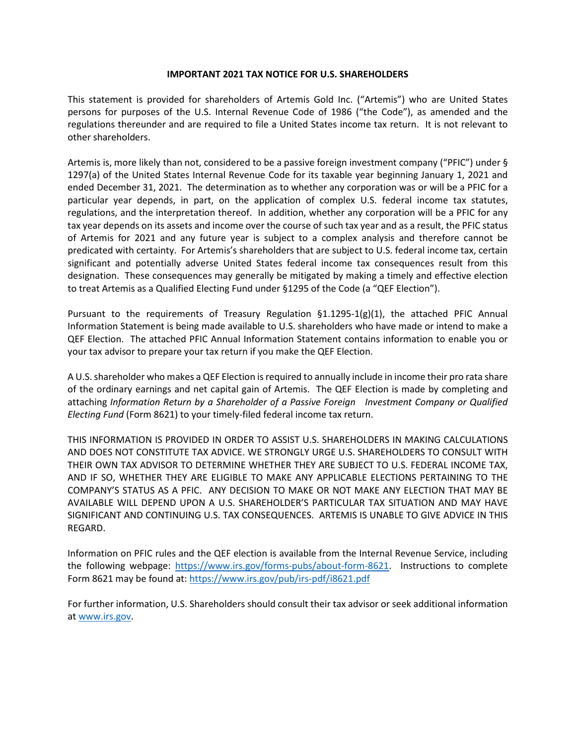**IMPORTANT 2021 TAX NOTICE FOR U.S. SHAREHOLDERS**

This statement is provided for shareholders of Artemis Gold Inc. ("Artemis") who are United States persons for purposes of the U.S. Internal Revenue Code of 1986 ("the Code"), as amended and the regulations thereunder and are required to file a United States income tax return. It is not relevant to other shareholders.

Artemis is, more likely than not, considered to be a passive foreign investment company ("PFIC") under § 1297(a) of the United States Internal Revenue Code for its taxable year beginning January 1, 2021 and ended December 31, 2021. The determination as to whether any corporation was or will be a PFIC for a particular year depends, in part, on the application of complex U.S. federal income tax statutes, regulations, and the interpretation thereof. In addition, whether any corporation will be a PFIC for any tax year depends on its assets and income over the course of such tax year and as a result, the PFIC status of Artemis for 2021 and any future year is subject to a complex analysis and therefore cannot be predicated with certainty. For Artemis's shareholders that are subject to U.S. federal income tax, certain significant and potentially adverse United States federal income tax consequences result from this designation. These consequences may generally be mitigated by making a timely and effective election to treat Artemis as a Qualified Electing Fund under §1295 of the Code (a "QEF Election").

Pursuant to the requirements of Treasury Regulation §1.1295-1(g)(1), the attached PFIC Annual Information Statement is being made available to U.S. shareholders who have made or intend to make a QEF Election. The attached PFIC Annual Information Statement contains information to enable you or your tax advisor to prepare your tax return if you make the QEF Election.

A U.S. shareholder who makes a QEF Election is required to annually include in income their pro rata share of the ordinary earnings and net capital gain of Artemis. The QEF Election is made by completing and attaching *Information Return by a Shareholder of a Passive Foreign Investment Company or Qualified Electing Fund* (Form 8621) to your timely-filed federal income tax return.

THIS INFORMATION IS PROVIDED IN ORDER TO ASSIST U.S. SHAREHOLDERS IN MAKING CALCULATIONS AND DOES NOT CONSTITUTE TAX ADVICE. WE STRONGLY URGE U.S. SHAREHOLDERS TO CONSULT WITH THEIR OWN TAX ADVISOR TO DETERMINE WHETHER THEY ARE SUBJECT TO U.S. FEDERAL INCOME TAX, AND IF SO, WHETHER THEY ARE ELIGIBLE TO MAKE ANY APPLICABLE ELECTIONS PERTAINING TO THE COMPANY'S STATUS AS A PFIC. ANY DECISION TO MAKE OR NOT MAKE ANY ELECTION THAT MAY BE AVAILABLE WILL DEPEND UPON A U.S. SHAREHOLDER'S PARTICULAR TAX SITUATION AND MAY HAVE SIGNIFICANT AND CONTINUING U.S. TAX CONSEQUENCES. ARTEMIS IS UNABLE TO GIVE ADVICE IN THIS REGARD.

Information on PFIC rules and the QEF election is available from the Internal Revenue Service, including the following webpage: [https://www.irs.gov/forms-pubs/about-form-8621](https://www.irs.gov/forms-pubs/about-form-8621). Instructions to complete Form 8621 may be found at: [https://www.irs.gov/pub/irs-pdf/i8621.pdf](https://www.irs.gov/pub/irs-pdf/i8621.pdf)

For further information, U.S. Shareholders should consult their tax advisor or seek additional information at [www.irs.gov](http://www.irs.gov).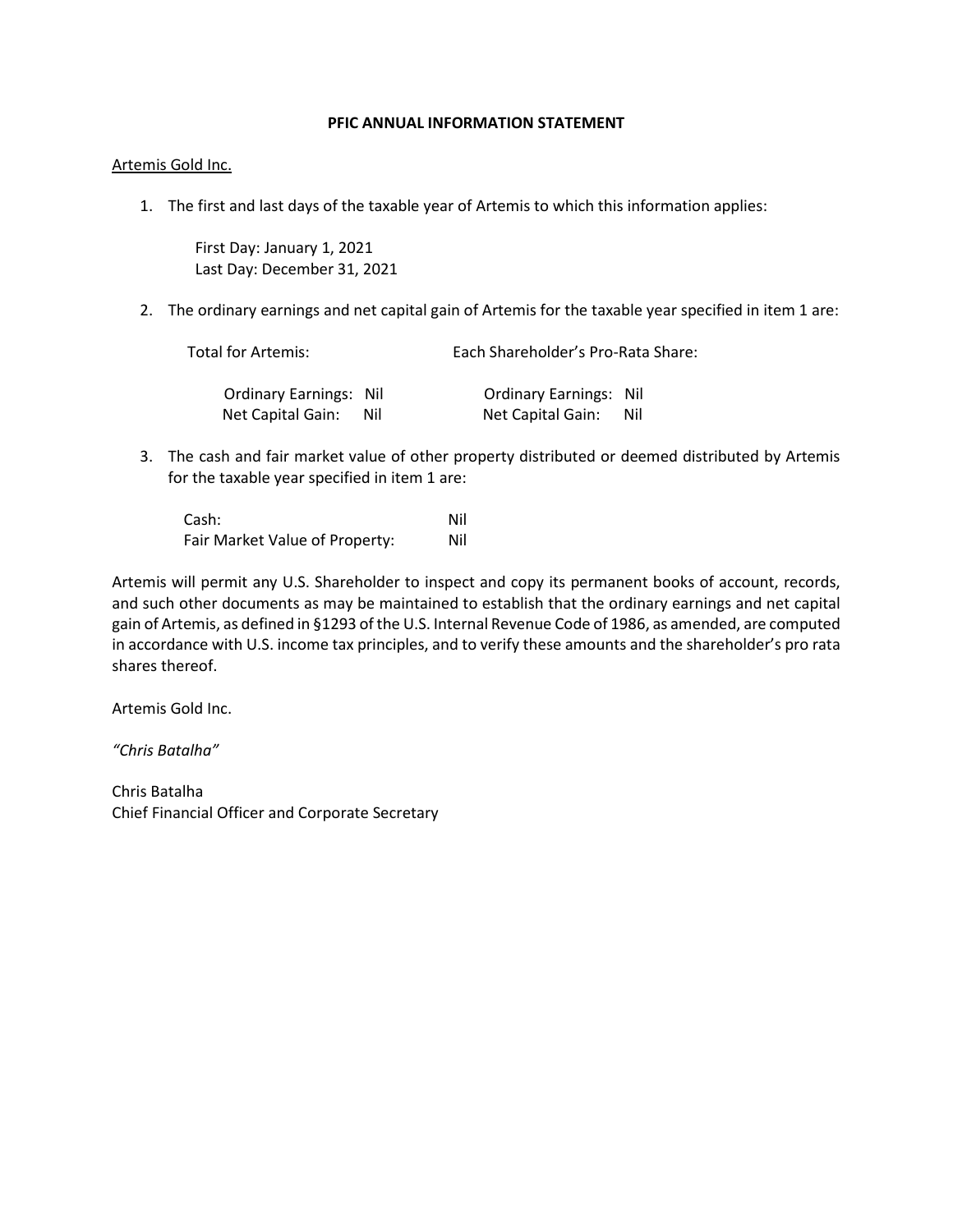**PFIC ANNUAL INFORMATION STATEMENT**

Artemis Gold Inc.

1. The first and last days of the taxable year of Artemis to which this information applies:

   First Day: January 1, 2021
   Last Day: December 31, 2021

2. The ordinary earnings and net capital gain of Artemis for the taxable year specified in item 1 are:

| Total for Artemis: | | Each Shareholder's Pro-Rata Share: | |
| --- | --- | --- | --- |
| Ordinary Earnings: | Nil | Ordinary Earnings: | Nil |
| Net Capital Gain: | Nil | Net Capital Gain: | Nil |

3. The cash and fair market value of other property distributed or deemed distributed by Artemis for the taxable year specified in item 1 are:

| | |
| --- | --- |
| Cash: | Nil |
| Fair Market Value of Property: | Nil |

Artemis will permit any U.S. Shareholder to inspect and copy its permanent books of account, records, and such other documents as may be maintained to establish that the ordinary earnings and net capital gain of Artemis, as defined in §1293 of the U.S. Internal Revenue Code of 1986, as amended, are computed in accordance with U.S. income tax principles, and to verify these amounts and the shareholder's pro rata shares thereof.

Artemis Gold Inc.

*"Chris Batalha"*

Chris Batalha
Chief Financial Officer and Corporate Secretary